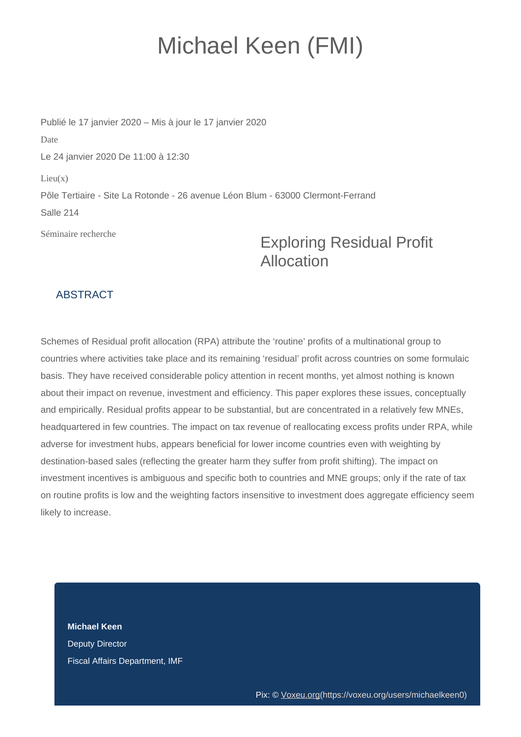# Michael Keen (FMI)

Publié le 17 janvier 2020 – Mis à jour le 17 janvier 2020

Date

Le 24 janvier 2020 De 11:00 à 12:30

Lieu(x)

Pôle Tertiaire - Site La Rotonde - 26 avenue Léon Blum - 63000 Clermont-Ferrand

Salle 214

Séminaire recherche

## Exploring Residual Profit Allocation

### ABSTRACT

Schemes of Residual profit allocation (RPA) attribute the 'routine' profits of a multinational group to countries where activities take place and its remaining 'residual' profit across countries on some formulaic basis. They have received considerable policy attention in recent months, yet almost nothing is known about their impact on revenue, investment and efficiency. This paper explores these issues, conceptually and empirically. Residual profits appear to be substantial, but are concentrated in a relatively few MNEs, headquartered in few countries. The impact on tax revenue of reallocating excess profits under RPA, while adverse for investment hubs, appears beneficial for lower income countries even with weighting by destination-based sales (reflecting the greater harm they suffer from profit shifting). The impact on investment incentives is ambiguous and specific both to countries and MNE groups; only if the rate of tax on routine profits is low and the weighting factors insensitive to investment does aggregate efficiency seem likely to increase.

**Michael Keen**

Deputy Director

Fiscal Affairs Department, IMF

Pix: © Voxeu.org(https://voxeu.org/users/michaelkeen0)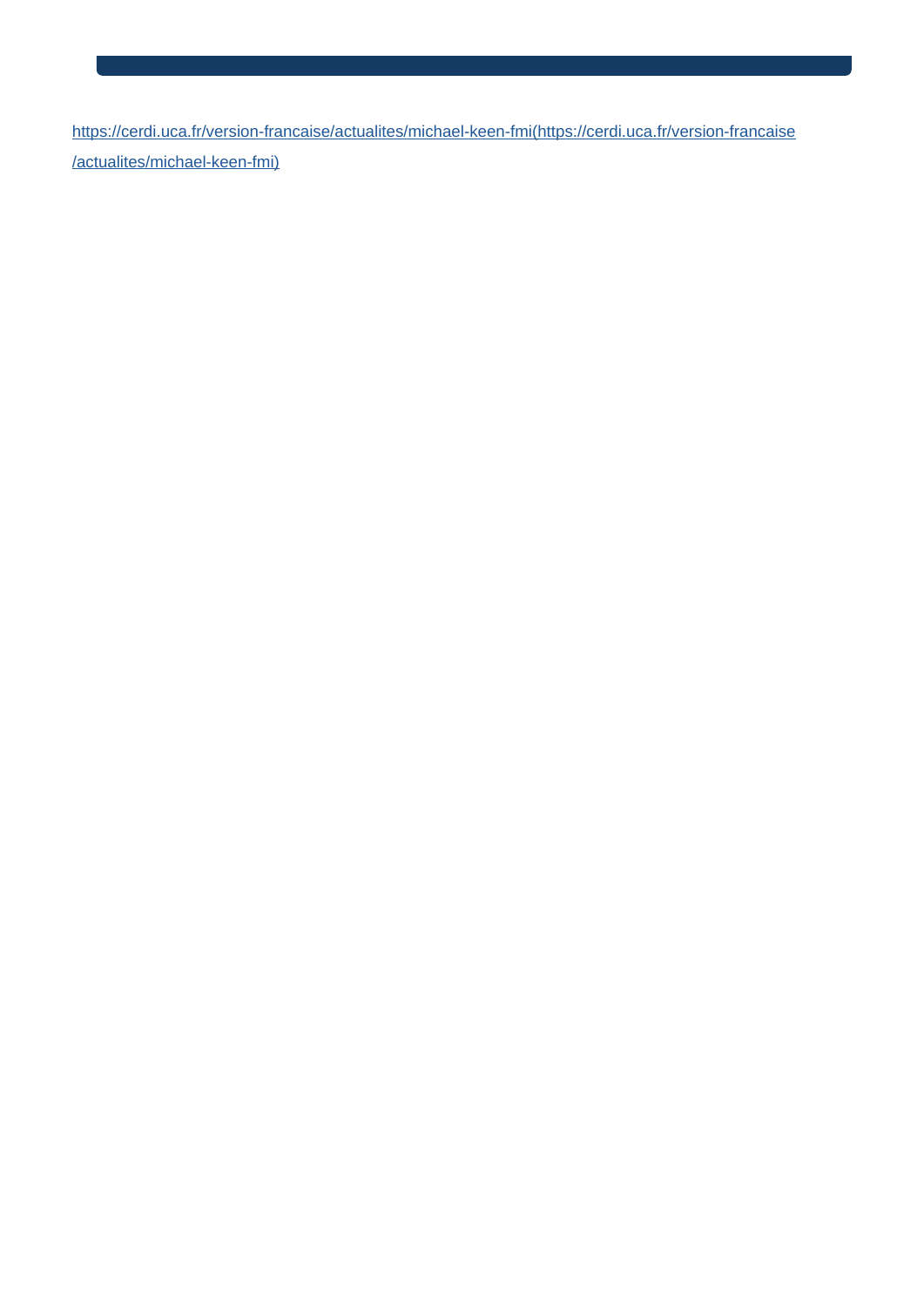https://cerdi.uca.fr/version-francaise/actualites/michael-keen-fmi(https://cerdi.uca.fr/version-francaise/actualites/michael-keen-fmi)